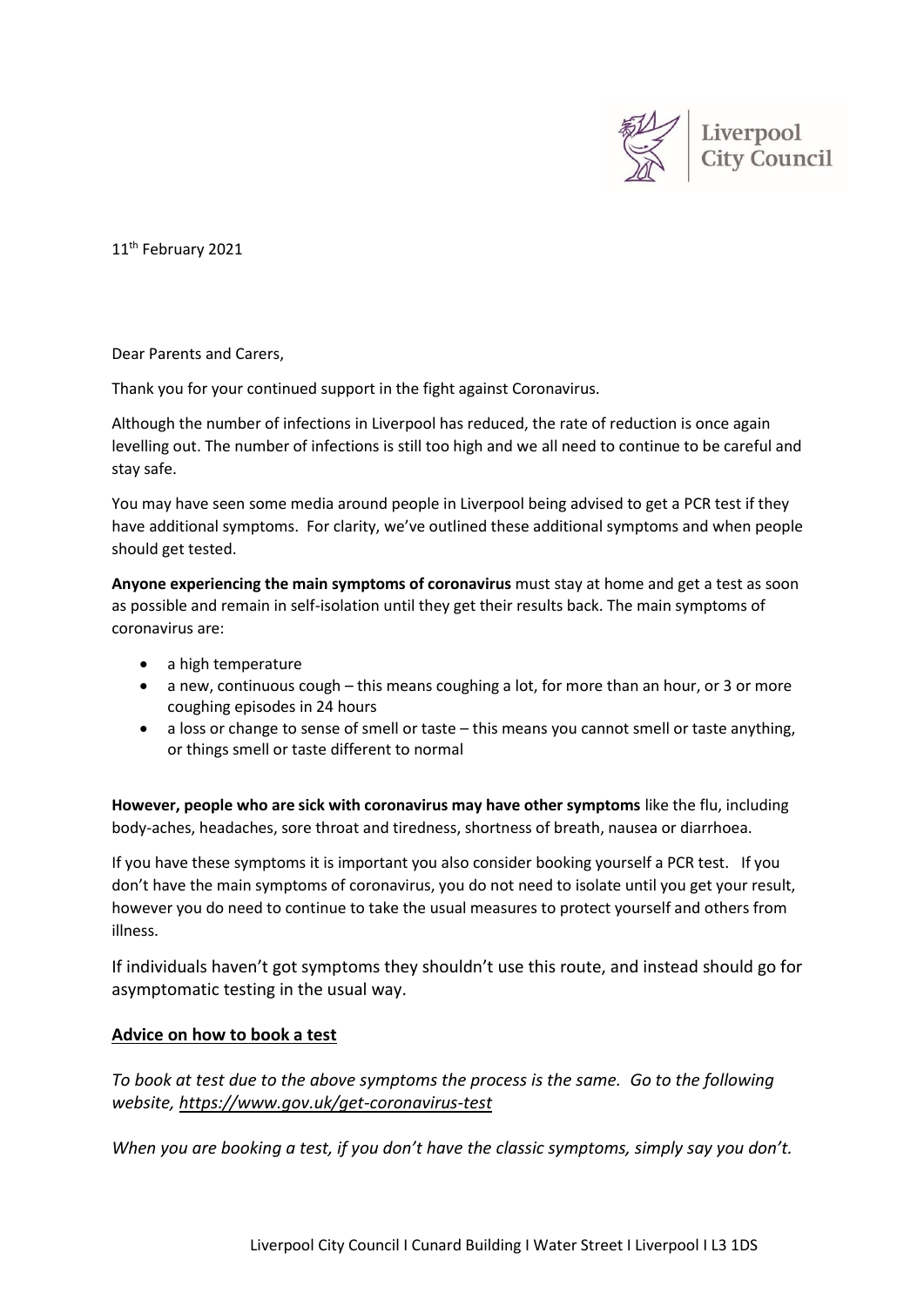Liverpool City Council

11th February 2021

Dear Parents and Carers,

Thank you for your continued support in the fight against Coronavirus.

Although the number of infections in Liverpool has reduced, the rate of reduction is once again levelling out. The number of infections is still too high and we all need to continue to be careful and stay safe.

You may have seen some media around people in Liverpool being advised to get a PCR test if they have additional symptoms. For clarity, we've outlined these additional symptoms and when people should get tested.

**Anyone experiencing the main symptoms of coronavirus** must stay at home and get a test as soon as possible and remain in self-isolation until they get their results back. The main symptoms of coronavirus are:

- a high temperature
- a new, continuous cough – this means coughing a lot, for more than an hour, or 3 or more coughing episodes in 24 hours
- a loss or change to sense of smell or taste – this means you cannot smell or taste anything, or things smell or taste different to normal

**However, people who are sick with coronavirus may have other symptoms** like the flu, including body-aches, headaches, sore throat and tiredness, shortness of breath, nausea or diarrhoea.

If you have these symptoms it is important you also consider booking yourself a PCR test. If you don't have the main symptoms of coronavirus, you do not need to isolate until you get your result, however you do need to continue to take the usual measures to protect yourself and others from illness.

If individuals haven't got symptoms they shouldn't use this route, and instead should go for asymptomatic testing in the usual way.

## Advice on how to book a test

*To book at test due to the above symptoms the process is the same. Go to the following website, https://www.gov.uk/get-coronavirus-test*

*When you are booking a test, if you don't have the classic symptoms, simply say you don't.*

Liverpool City Council I Cunard Building I Water Street I Liverpool I L3 1DS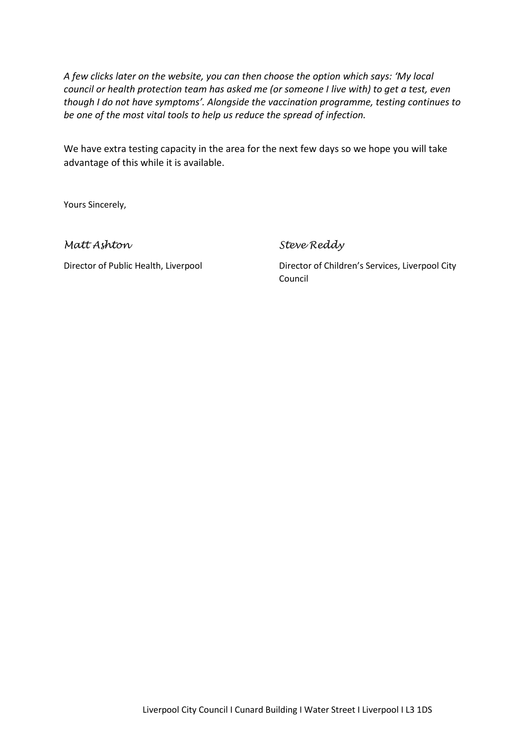*A few clicks later on the website, you can then choose the option which says: 'My local council or health protection team has asked me (or someone I live with) to get a test, even though I do not have symptoms'. Alongside the vaccination programme, testing continues to be one of the most vital tools to help us reduce the spread of infection.*

We have extra testing capacity in the area for the next few days so we hope you will take advantage of this while it is available.

Yours Sincerely,

*Matt Ashton*

Director of Public Health, Liverpool

*Steve Reddy*

Director of Children's Services, Liverpool City Council

Liverpool City Council I Cunard Building I Water Street I Liverpool I L3 1DS